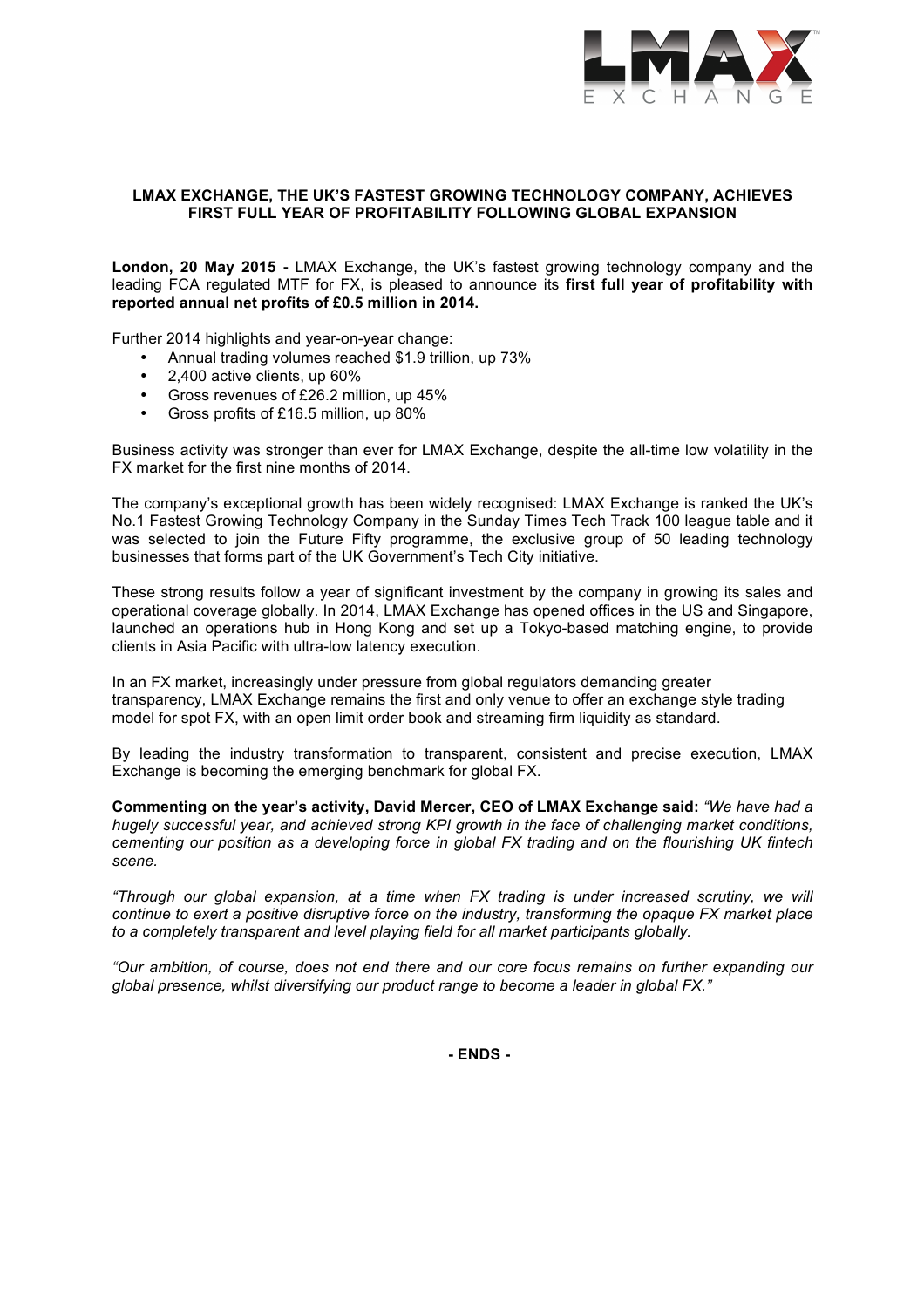# LMAX EXCHANGE, THE UK'S FASTEST GROWING TECHNOLOGY COMPANY, ACHIEVES FIRST FULL YEAR OF PROFITABILITY FOLLOWING GLOBAL EXPANSION

**London, 20 May 2015 -** LMAX Exchange, the UK's fastest growing technology company and the leading FCA regulated MTF for FX, is pleased to announce its **first full year of profitability with reported annual net profits of £0.5 million in 2014.**

Further 2014 highlights and year-on-year change:

- Annual trading volumes reached $1.9 trillion, up 73%
- 2,400 active clients, up 60%
- Gross revenues of £26.2 million, up 45%
- Gross profits of £16.5 million, up 80%

Business activity was stronger than ever for LMAX Exchange, despite the all-time low volatility in the FX market for the first nine months of 2014.

The company's exceptional growth has been widely recognised: LMAX Exchange is ranked the UK's No.1 Fastest Growing Technology Company in the Sunday Times Tech Track 100 league table and it was selected to join the Future Fifty programme, the exclusive group of 50 leading technology businesses that forms part of the UK Government's Tech City initiative.

These strong results follow a year of significant investment by the company in growing its sales and operational coverage globally. In 2014, LMAX Exchange has opened offices in the US and Singapore, launched an operations hub in Hong Kong and set up a Tokyo-based matching engine, to provide clients in Asia Pacific with ultra-low latency execution.

In an FX market, increasingly under pressure from global regulators demanding greater transparency, LMAX Exchange remains the first and only venue to offer an exchange style trading model for spot FX, with an open limit order book and streaming firm liquidity as standard.

By leading the industry transformation to transparent, consistent and precise execution, LMAX Exchange is becoming the emerging benchmark for global FX.

**Commenting on the year's activity, David Mercer, CEO of LMAX Exchange said:** *"We have had a hugely successful year, and achieved strong KPI growth in the face of challenging market conditions, cementing our position as a developing force in global FX trading and on the flourishing UK fintech scene.*

*"Through our global expansion, at a time when FX trading is under increased scrutiny, we will continue to exert a positive disruptive force on the industry, transforming the opaque FX market place to a completely transparent and level playing field for all market participants globally.*

*"Our ambition, of course, does not end there and our core focus remains on further expanding our global presence, whilst diversifying our product range to become a leader in global FX."*

**- ENDS -**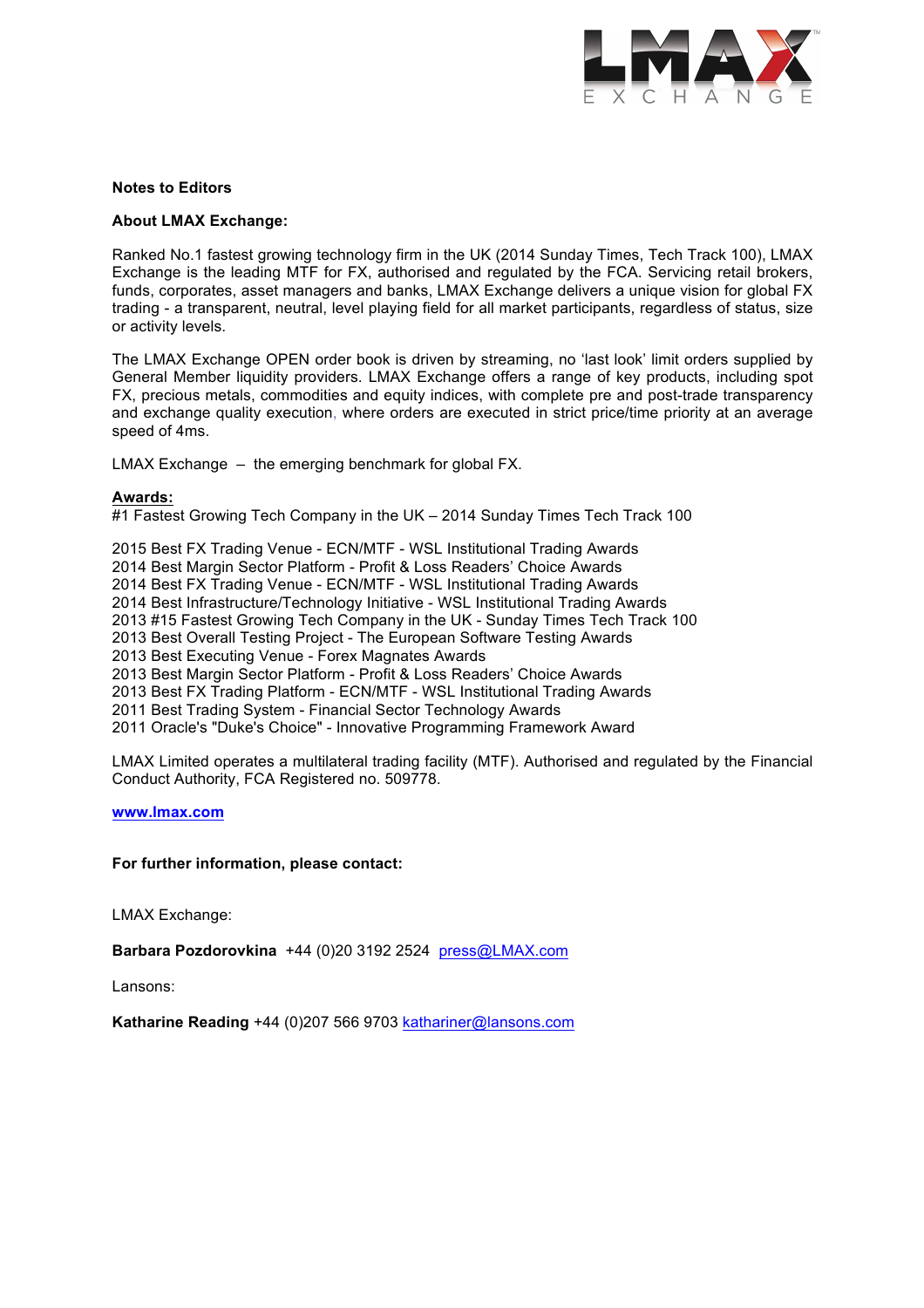**Notes to Editors**

**About LMAX Exchange:**

Ranked No.1 fastest growing technology firm in the UK (2014 Sunday Times, Tech Track 100), LMAX Exchange is the leading MTF for FX, authorised and regulated by the FCA. Servicing retail brokers, funds, corporates, asset managers and banks, LMAX Exchange delivers a unique vision for global FX trading - a transparent, neutral, level playing field for all market participants, regardless of status, size or activity levels.

The LMAX Exchange OPEN order book is driven by streaming, no 'last look' limit orders supplied by General Member liquidity providers. LMAX Exchange offers a range of key products, including spot FX, precious metals, commodities and equity indices, with complete pre and post-trade transparency and exchange quality execution, where orders are executed in strict price/time priority at an average speed of 4ms.

LMAX Exchange – the emerging benchmark for global FX.

**Awards:**

#1 Fastest Growing Tech Company in the UK – 2014 Sunday Times Tech Track 100

2015 Best FX Trading Venue - ECN/MTF - WSL Institutional Trading Awards
2014 Best Margin Sector Platform - Profit & Loss Readers' Choice Awards
2014 Best FX Trading Venue - ECN/MTF - WSL Institutional Trading Awards
2014 Best Infrastructure/Technology Initiative - WSL Institutional Trading Awards
2013 #15 Fastest Growing Tech Company in the UK - Sunday Times Tech Track 100
2013 Best Overall Testing Project - The European Software Testing Awards
2013 Best Executing Venue - Forex Magnates Awards
2013 Best Margin Sector Platform - Profit & Loss Readers' Choice Awards
2013 Best FX Trading Platform - ECN/MTF - WSL Institutional Trading Awards
2011 Best Trading System - Financial Sector Technology Awards
2011 Oracle's "Duke's Choice" - Innovative Programming Framework Award

LMAX Limited operates a multilateral trading facility (MTF). Authorised and regulated by the Financial Conduct Authority, FCA Registered no. 509778.

www.lmax.com

**For further information, please contact:**

LMAX Exchange:

**Barbara Pozdorovkina** +44 (0)20 3192 2524 press@LMAX.com

Lansons:

**Katharine Reading** +44 (0)207 566 9703 kathariner@lansons.com